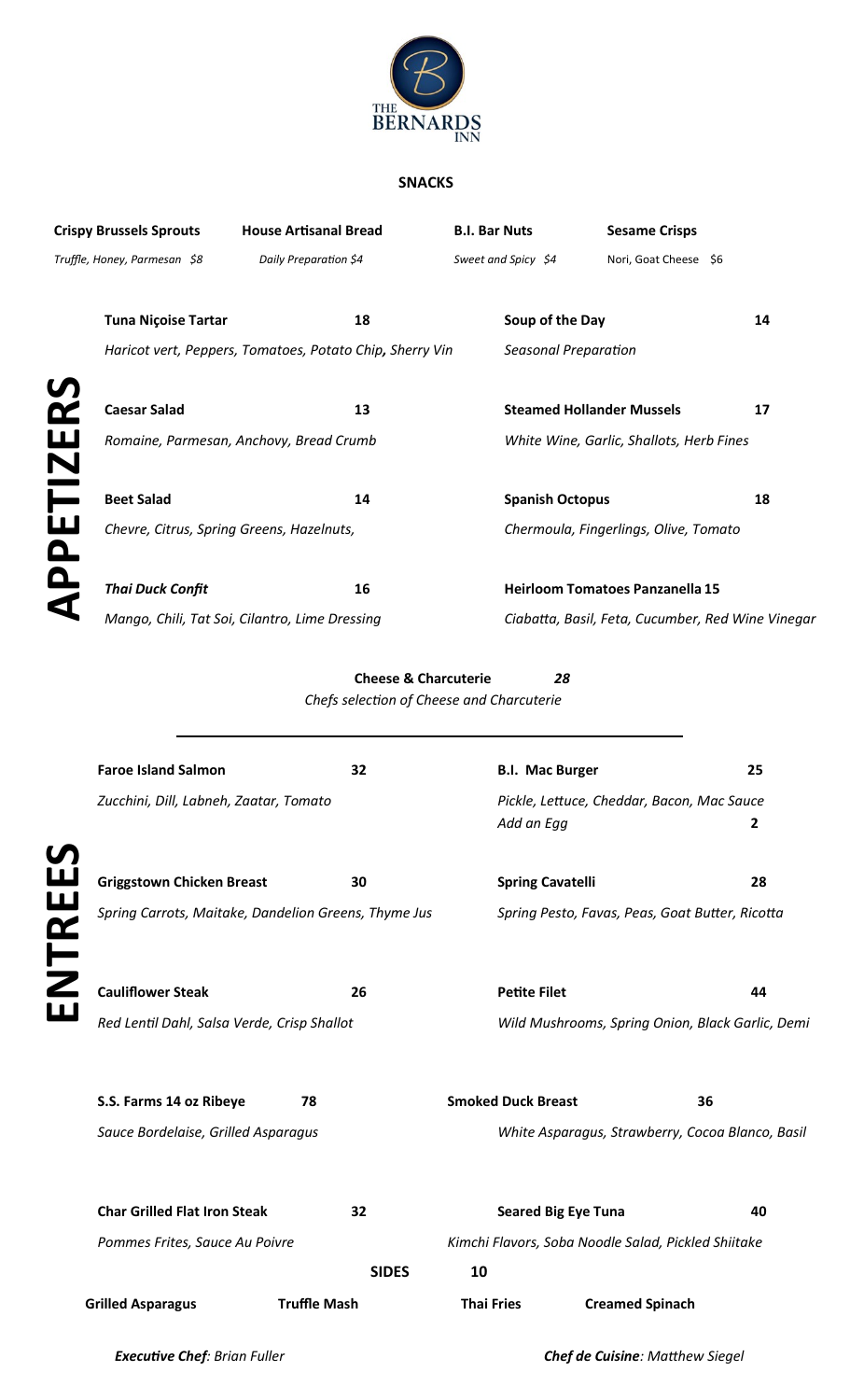THE BERNARDS INN

## SNACKS

**Crispy Brussels Sprouts**
*Truffle, Honey, Parmesan $8*

**House Artisanal Bread**
*Daily Preparation $4*

**B.I. Bar Nuts**
*Sweet and Spicy $4*

**Sesame Crisps**
Nori, Goat Cheese $6

## APPETIZERS

**Tuna Niçoise Tartar** 18
*Haricot vert, Peppers, Tomatoes, Potato Chip, Sherry Vin*

**Soup of the Day** 14
*Seasonal Preparation*

**Caesar Salad** 13
*Romaine, Parmesan, Anchovy, Bread Crumb*

**Steamed Hollander Mussels** 17
*White Wine, Garlic, Shallots, Herb Fines*

**Beet Salad** 14
*Chevre, Citrus, Spring Greens, Hazelnuts,*

**Spanish Octopus** 18
*Chermoula, Fingerlings, Olive, Tomato*

***Thai Duck Confit*** 16
*Mango, Chili, Tat Soi, Cilantro, Lime Dressing*

**Heirloom Tomatoes Panzanella 15**
*Ciabatta, Basil, Feta, Cucumber, Red Wine Vinegar*

**Cheese & Charcuterie** *28*
*Chefs selection of Cheese and Charcuterie*

---

## ENTREES

**Faroe Island Salmon** 32
*Zucchini, Dill, Labneh, Zaatar, Tomato*

**B.I. Mac Burger** 25
*Pickle, Lettuce, Cheddar, Bacon, Mac Sauce*
*Add an Egg* **2**

**Griggstown Chicken Breast** 30
*Spring Carrots, Maitake, Dandelion Greens, Thyme Jus*

**Spring Cavatelli** 28
*Spring Pesto, Favas, Peas, Goat Butter, Ricotta*

**Cauliflower Steak** 26
*Red Lentil Dahl, Salsa Verde, Crisp Shallot*

**Petite Filet** 44
*Wild Mushrooms, Spring Onion, Black Garlic, Demi*

**S.S. Farms 14 oz Ribeye** 78
*Sauce Bordelaise, Grilled Asparagus*

**Smoked Duck Breast** 36
*White Asparagus, Strawberry, Cocoa Blanco, Basil*

**Char Grilled Flat Iron Steak** 32
*Pommes Frites, Sauce Au Poivre*

**Seared Big Eye Tuna** 40
*Kimchi Flavors, Soba Noodle Salad, Pickled Shiitake*

## SIDES 10

**Grilled Asparagus** **Truffle Mash** **Thai Fries** **Creamed Spinach**

***Executive Chef**: Brian Fuller*

***Chef de Cuisine**: Matthew Siegel*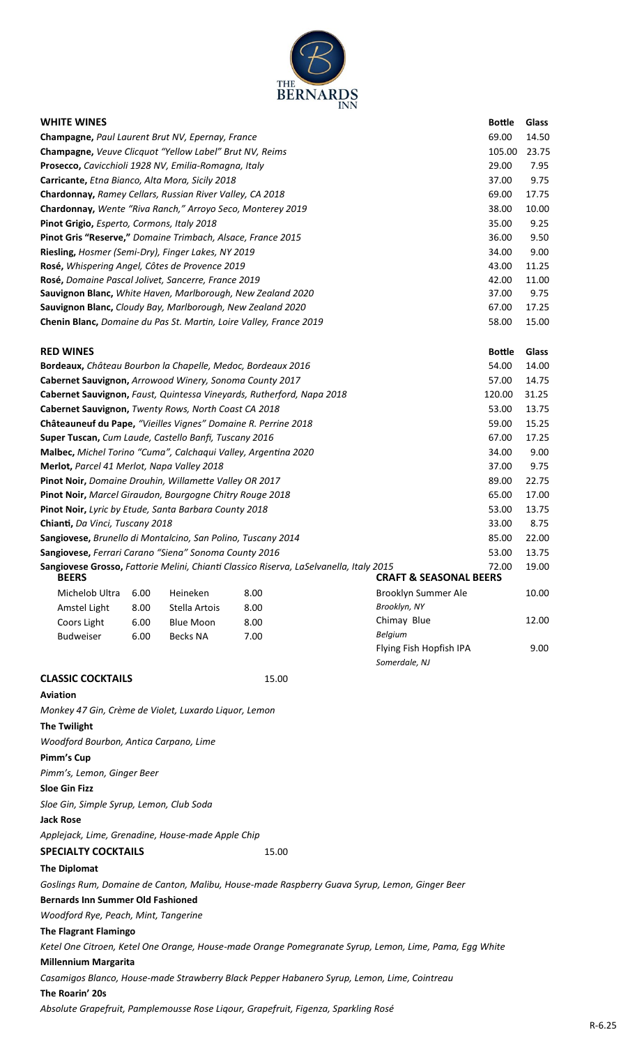THE BERNARDS INN

## WHITE WINES

| | Bottle | Glass |
|---|---|---|
| **Champagne,** *Paul Laurent Brut NV, Epernay, France* | 69.00 | 14.50 |
| **Champagne,** *Veuve Clicquot "Yellow Label" Brut NV, Reims* | 105.00 | 23.75 |
| **Prosecco,** *Cavicchioli 1928 NV, Emilia-Romagna, Italy* | 29.00 | 7.95 |
| **Carricante,** *Etna Bianco, Alta Mora, Sicily 2018* | 37.00 | 9.75 |
| **Chardonnay,** *Ramey Cellars, Russian River Valley, CA 2018* | 69.00 | 17.75 |
| **Chardonnay,** *Wente "Riva Ranch," Arroyo Seco, Monterey 2019* | 38.00 | 10.00 |
| **Pinot Grigio,** *Esperto, Cormons, Italy 2018* | 35.00 | 9.25 |
| **Pinot Gris "Reserve,"** *Domaine Trimbach, Alsace, France 2015* | 36.00 | 9.50 |
| **Riesling,** *Hosmer (Semi-Dry), Finger Lakes, NY 2019* | 34.00 | 9.00 |
| **Rosé,** *Whispering Angel, Côtes de Provence 2019* | 43.00 | 11.25 |
| **Rosé,** *Domaine Pascal Jolivet, Sancerre, France 2019* | 42.00 | 11.00 |
| **Sauvignon Blanc,** *White Haven, Marlborough, New Zealand 2020* | 37.00 | 9.75 |
| **Sauvignon Blanc,** *Cloudy Bay, Marlborough, New Zealand 2020* | 67.00 | 17.25 |
| **Chenin Blanc,** *Domaine du Pas St. Martin, Loire Valley, France 2019* | 58.00 | 15.00 |

## RED WINES

| | Bottle | Glass |
|---|---|---|
| **Bordeaux,** *Château Bourbon la Chapelle, Medoc, Bordeaux 2016* | 54.00 | 14.00 |
| **Cabernet Sauvignon,** *Arrowood Winery, Sonoma County 2017* | 57.00 | 14.75 |
| **Cabernet Sauvignon,** *Faust, Quintessa Vineyards, Rutherford, Napa 2018* | 120.00 | 31.25 |
| **Cabernet Sauvignon,** *Twenty Rows, North Coast CA 2018* | 53.00 | 13.75 |
| **Châteauneuf du Pape,** *"Vieilles Vignes" Domaine R. Perrine 2018* | 59.00 | 15.25 |
| **Super Tuscan,** *Cum Laude, Castello Banfi, Tuscany 2016* | 67.00 | 17.25 |
| **Malbec,** *Michel Torino "Cuma", Calchaqui Valley, Argentina 2020* | 34.00 | 9.00 |
| **Merlot,** *Parcel 41 Merlot, Napa Valley 2018* | 37.00 | 9.75 |
| **Pinot Noir,** *Domaine Drouhin, Willamette Valley OR 2017* | 89.00 | 22.75 |
| **Pinot Noir,** *Marcel Giraudon, Bourgogne Chitry Rouge 2018* | 65.00 | 17.00 |
| **Pinot Noir,** *Lyric by Etude, Santa Barbara County 2018* | 53.00 | 13.75 |
| **Chianti,** *Da Vinci, Tuscany 2018* | 33.00 | 8.75 |
| **Sangiovese,** *Brunello di Montalcino, San Polino, Tuscany 2014* | 85.00 | 22.00 |
| **Sangiovese,** *Ferrari Carano "Siena" Sonoma County 2016* | 53.00 | 13.75 |
| **Sangiovese Grosso,** *Fattorie Melini, Chianti Classico Riserva, LaSelvanella, Italy 2015* | 72.00 | 19.00 |

## BEERS

| | | | |
|---|---|---|---|
| Michelob Ultra | 6.00 | Heineken | 8.00 |
| Amstel Light | 8.00 | Stella Artois | 8.00 |
| Coors Light | 6.00 | Blue Moon | 8.00 |
| Budweiser | 6.00 | Becks NA | 7.00 |

## CRAFT & SEASONAL BEERS

| | |
|---|---|
| Brooklyn Summer Ale<br>*Brooklyn, NY* | 10.00 |
| Chimay Blue<br>*Belgium* | 12.00 |
| Flying Fish Hopfish IPA<br>*Somerdale, NJ* | 9.00 |

## CLASSIC COCKTAILS 15.00

**Aviation**

*Monkey 47 Gin, Crème de Violet, Luxardo Liquor, Lemon*

**The Twilight**

*Woodford Bourbon, Antica Carpano, Lime*

**Pimm's Cup**

*Pimm's, Lemon, Ginger Beer*

**Sloe Gin Fizz**

*Sloe Gin, Simple Syrup, Lemon, Club Soda*

**Jack Rose**

*Applejack, Lime, Grenadine, House-made Apple Chip*

## SPECIALTY COCKTAILS 15.00

**The Diplomat**

*Goslings Rum, Domaine de Canton, Malibu, House-made Raspberry Guava Syrup, Lemon, Ginger Beer*

**Bernards Inn Summer Old Fashioned**

*Woodford Rye, Peach, Mint, Tangerine*

**The Flagrant Flamingo**

*Ketel One Citroen, Ketel One Orange, House-made Orange Pomegranate Syrup, Lemon, Lime, Pama, Egg White*

**Millennium Margarita**

*Casamigos Blanco, House-made Strawberry Black Pepper Habanero Syrup, Lemon, Lime, Cointreau*

**The Roarin' 20s**

*Absolute Grapefruit, Pamplemousse Rose Liqour, Grapefruit, Figenza, Sparkling Rosé*

R-6.25